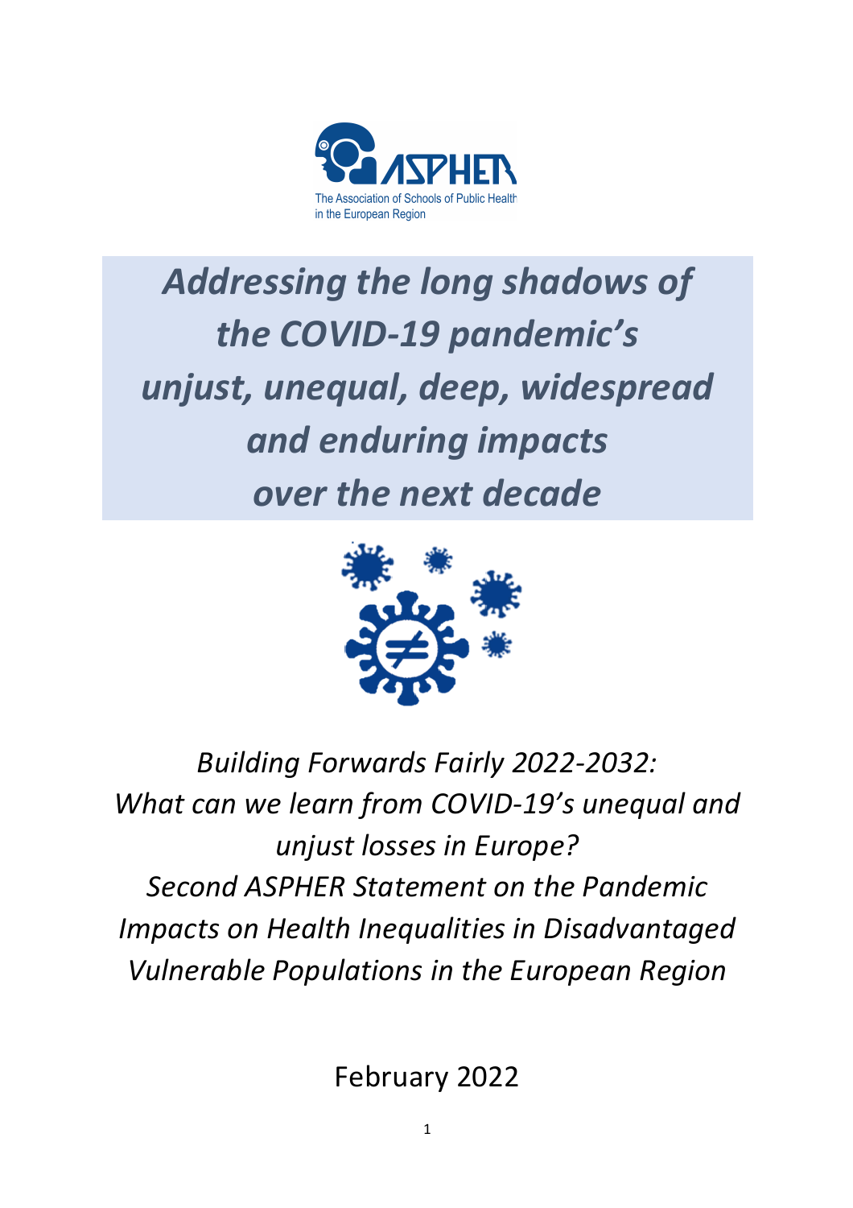The Association of Schools of Public Health in the European Region

# *Addressing the long shadows of the COVID-19 pandemic's unjust, unequal, deep, widespread and enduring impacts over the next decade*

*Building Forwards Fairly 2022-2032: What can we learn from COVID-19's unequal and unjust losses in Europe? Second ASPHER Statement on the Pandemic Impacts on Health Inequalities in Disadvantaged Vulnerable Populations in the European Region*

February 2022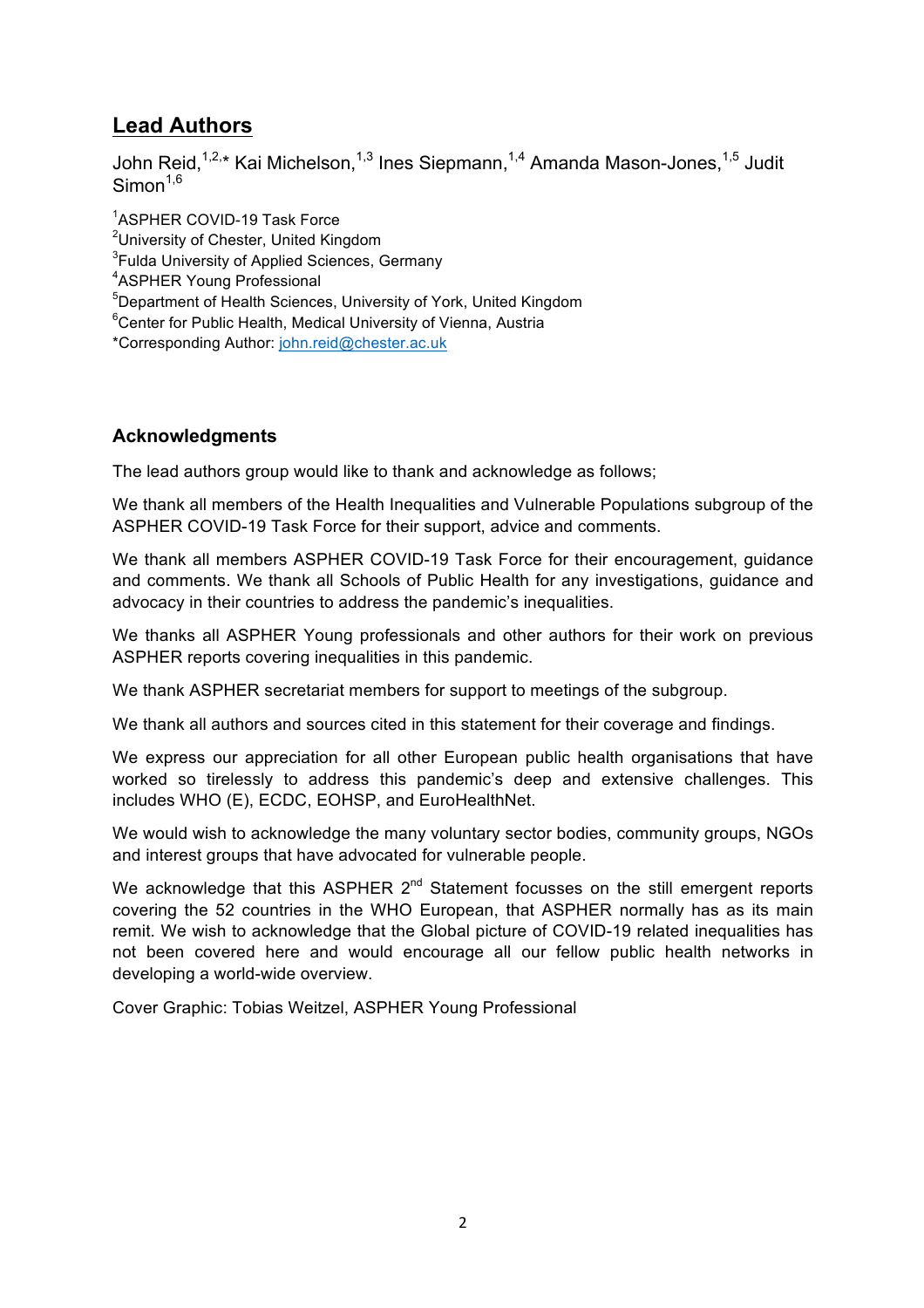## Lead Authors

John Reid,[1,2,*] Kai Michelson,[1,3] Ines Siepmann,[1,4] Amanda Mason-Jones,[1,5] Judit Simon[1,6]

[1]ASPHER COVID-19 Task Force
[2]University of Chester, United Kingdom
[3]Fulda University of Applied Sciences, Germany
[4]ASPHER Young Professional
[5]Department of Health Sciences, University of York, United Kingdom
[6]Center for Public Health, Medical University of Vienna, Austria
*Corresponding Author: john.reid@chester.ac.uk

### Acknowledgments

The lead authors group would like to thank and acknowledge as follows;

We thank all members of the Health Inequalities and Vulnerable Populations subgroup of the ASPHER COVID-19 Task Force for their support, advice and comments.

We thank all members ASPHER COVID-19 Task Force for their encouragement, guidance and comments. We thank all Schools of Public Health for any investigations, guidance and advocacy in their countries to address the pandemic's inequalities.

We thanks all ASPHER Young professionals and other authors for their work on previous ASPHER reports covering inequalities in this pandemic.

We thank ASPHER secretariat members for support to meetings of the subgroup.

We thank all authors and sources cited in this statement for their coverage and findings.

We express our appreciation for all other European public health organisations that have worked so tirelessly to address this pandemic's deep and extensive challenges. This includes WHO (E), ECDC, EOHSP, and EuroHealthNet.

We would wish to acknowledge the many voluntary sector bodies, community groups, NGOs and interest groups that have advocated for vulnerable people.

We acknowledge that this ASPHER 2nd Statement focusses on the still emergent reports covering the 52 countries in the WHO European, that ASPHER normally has as its main remit. We wish to acknowledge that the Global picture of COVID-19 related inequalities has not been covered here and would encourage all our fellow public health networks in developing a world-wide overview.

Cover Graphic: Tobias Weitzel, ASPHER Young Professional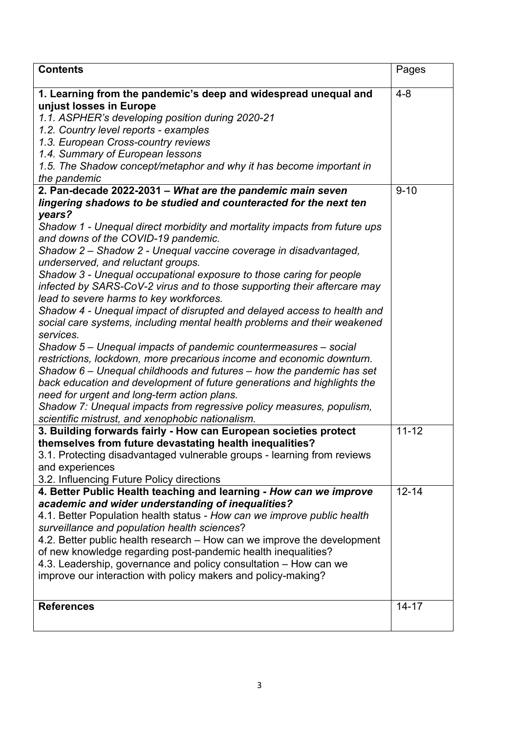| **Contents** | Pages |
|---|---|
| **1. Learning from the pandemic's deep and widespread unequal and unjust losses in Europe**<br>*1.1. ASPHER's developing position during 2020-21*<br>*1.2. Country level reports - examples*<br>*1.3. European Cross-country reviews*<br>*1.4. Summary of European lessons*<br>*1.5. The Shadow concept/metaphor and why it has become important in the pandemic* | 4-8 |
| **2. Pan-decade 2022-2031 –** ***What are the pandemic main seven lingering shadows to be studied and counteracted for the next ten years?***<br>*Shadow 1 - Unequal direct morbidity and mortality impacts from future ups and downs of the COVID-19 pandemic.*<br>*Shadow 2 – Shadow 2 - Unequal vaccine coverage in disadvantaged, underserved, and reluctant groups.*<br>*Shadow 3 - Unequal occupational exposure to those caring for people infected by SARS-CoV-2 virus and to those supporting their aftercare may lead to severe harms to key workforces.*<br>*Shadow 4 - Unequal impact of disrupted and delayed access to health and social care systems, including mental health problems and their weakened services.*<br>*Shadow 5 – Unequal impacts of pandemic countermeasures – social restrictions, lockdown, more precarious income and economic downturn.*<br>*Shadow 6 – Unequal childhoods and futures – how the pandemic has set back education and development of future generations and highlights the need for urgent and long-term action plans.*<br>*Shadow 7: Unequal impacts from regressive policy measures, populism, scientific mistrust, and xenophobic nationalism.* | 9-10 |
| **3. Building forwards fairly - How can European societies protect themselves from future devastating health inequalities?**<br>3.1. Protecting disadvantaged vulnerable groups - learning from reviews and experiences<br>3.2. Influencing Future Policy directions | 11-12 |
| **4. Better Public Health teaching and learning -** ***How can we improve academic and wider understanding of inequalities?***<br>4.1. Better Population health status - *How can we improve public health surveillance and population health sciences*?<br>4.2. Better public health research – How can we improve the development of new knowledge regarding post-pandemic health inequalities?<br>4.3. Leadership, governance and policy consultation – How can we improve our interaction with policy makers and policy-making? | 12-14 |
| **References** | 14-17 |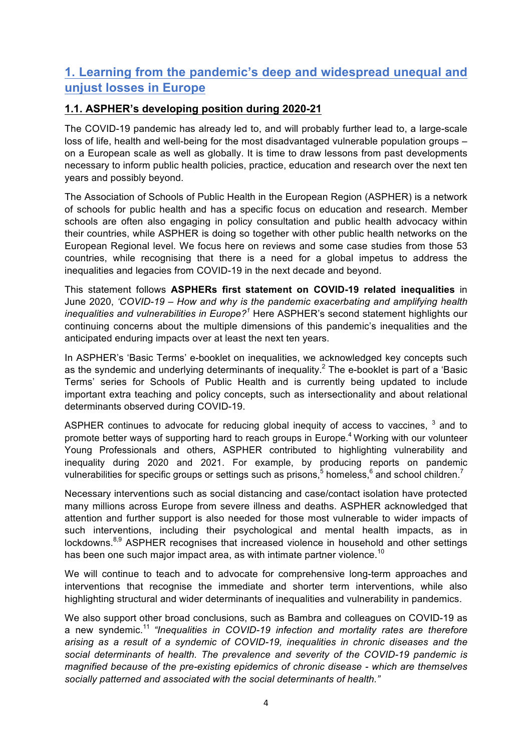# 1. Learning from the pandemic's deep and widespread unequal and unjust losses in Europe

## 1.1. ASPHER's developing position during 2020-21

The COVID-19 pandemic has already led to, and will probably further lead to, a large-scale loss of life, health and well-being for the most disadvantaged vulnerable population groups – on a European scale as well as globally. It is time to draw lessons from past developments necessary to inform public health policies, practice, education and research over the next ten years and possibly beyond.

The Association of Schools of Public Health in the European Region (ASPHER) is a network of schools for public health and has a specific focus on education and research. Member schools are often also engaging in policy consultation and public health advocacy within their countries, while ASPHER is doing so together with other public health networks on the European Regional level. We focus here on reviews and some case studies from those 53 countries, while recognising that there is a need for a global impetus to address the inequalities and legacies from COVID-19 in the next decade and beyond.

This statement follows **ASPHERs first statement on COVID-19 related inequalities** in June 2020, *'COVID-19 – How and why is the pandemic exacerbating and amplifying health inequalities and vulnerabilities in Europe?*[1] Here ASPHER's second statement highlights our continuing concerns about the multiple dimensions of this pandemic's inequalities and the anticipated enduring impacts over at least the next ten years.

In ASPHER's 'Basic Terms' e-booklet on inequalities, we acknowledged key concepts such as the syndemic and underlying determinants of inequality.[2] The e-booklet is part of a 'Basic Terms' series for Schools of Public Health and is currently being updated to include important extra teaching and policy concepts, such as intersectionality and about relational determinants observed during COVID-19.

ASPHER continues to advocate for reducing global inequity of access to vaccines, [3] and to promote better ways of supporting hard to reach groups in Europe.[4] Working with our volunteer Young Professionals and others, ASPHER contributed to highlighting vulnerability and inequality during 2020 and 2021. For example, by producing reports on pandemic vulnerabilities for specific groups or settings such as prisons,[5] homeless,[6] and school children.[7]

Necessary interventions such as social distancing and case/contact isolation have protected many millions across Europe from severe illness and deaths. ASPHER acknowledged that attention and further support is also needed for those most vulnerable to wider impacts of such interventions, including their psychological and mental health impacts, as in lockdowns.[8,9] ASPHER recognises that increased violence in household and other settings has been one such major impact area, as with intimate partner violence.[10]

We will continue to teach and to advocate for comprehensive long-term approaches and interventions that recognise the immediate and shorter term interventions, while also highlighting structural and wider determinants of inequalities and vulnerability in pandemics.

We also support other broad conclusions, such as Bambra and colleagues on COVID-19 as a new syndemic.[11] *"Inequalities in COVID-19 infection and mortality rates are therefore arising as a result of a syndemic of COVID-19, inequalities in chronic diseases and the social determinants of health. The prevalence and severity of the COVID-19 pandemic is magnified because of the pre-existing epidemics of chronic disease - which are themselves socially patterned and associated with the social determinants of health."*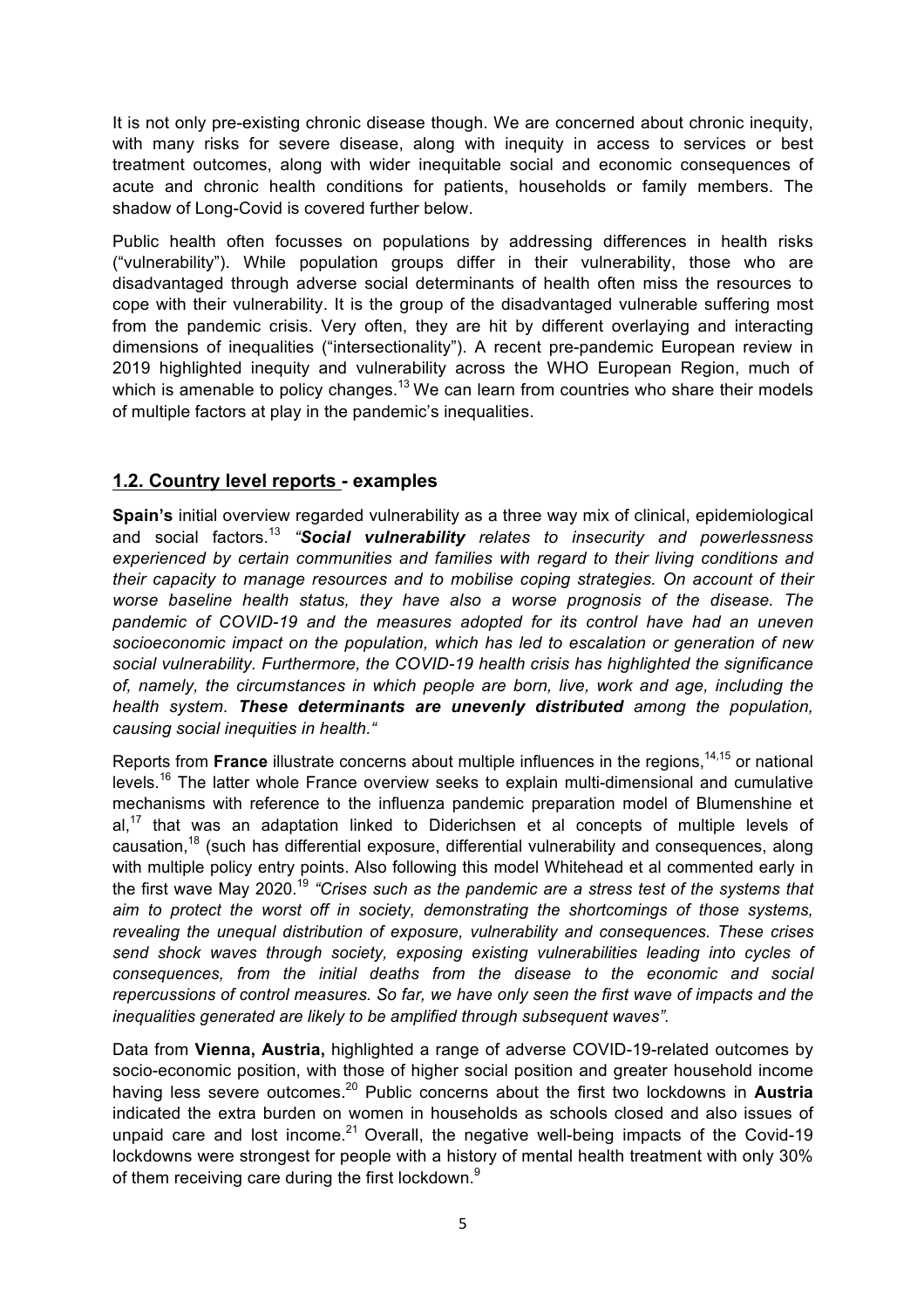It is not only pre-existing chronic disease though. We are concerned about chronic inequity, with many risks for severe disease, along with inequity in access to services or best treatment outcomes, along with wider inequitable social and economic consequences of acute and chronic health conditions for patients, households or family members. The shadow of Long-Covid is covered further below.

Public health often focusses on populations by addressing differences in health risks ("vulnerability"). While population groups differ in their vulnerability, those who are disadvantaged through adverse social determinants of health often miss the resources to cope with their vulnerability. It is the group of the disadvantaged vulnerable suffering most from the pandemic crisis. Very often, they are hit by different overlaying and interacting dimensions of inequalities ("intersectionality"). A recent pre-pandemic European review in 2019 highlighted inequity and vulnerability across the WHO European Region, much of which is amenable to policy changes.[13] We can learn from countries who share their models of multiple factors at play in the pandemic's inequalities.

## 1.2. Country level reports - examples

**Spain's** initial overview regarded vulnerability as a three way mix of clinical, epidemiological and social factors.[13] *"**Social vulnerability** relates to insecurity and powerlessness experienced by certain communities and families with regard to their living conditions and their capacity to manage resources and to mobilise coping strategies. On account of their worse baseline health status, they have also a worse prognosis of the disease. The pandemic of COVID-19 and the measures adopted for its control have had an uneven socioeconomic impact on the population, which has led to escalation or generation of new social vulnerability. Furthermore, the COVID-19 health crisis has highlighted the significance of, namely, the circumstances in which people are born, live, work and age, including the health system. **These determinants are unevenly distributed** among the population, causing social inequities in health."*

Reports from **France** illustrate concerns about multiple influences in the regions,[14,15] or national levels.[16] The latter whole France overview seeks to explain multi-dimensional and cumulative mechanisms with reference to the influenza pandemic preparation model of Blumenshine et al,[17] that was an adaptation linked to Diderichsen et al concepts of multiple levels of causation,[18] (such has differential exposure, differential vulnerability and consequences, along with multiple policy entry points. Also following this model Whitehead et al commented early in the first wave May 2020.[19] *"Crises such as the pandemic are a stress test of the systems that aim to protect the worst off in society, demonstrating the shortcomings of those systems, revealing the unequal distribution of exposure, vulnerability and consequences. These crises send shock waves through society, exposing existing vulnerabilities leading into cycles of consequences, from the initial deaths from the disease to the economic and social repercussions of control measures. So far, we have only seen the first wave of impacts and the inequalities generated are likely to be amplified through subsequent waves".*

Data from **Vienna, Austria,** highlighted a range of adverse COVID-19-related outcomes by socio-economic position, with those of higher social position and greater household income having less severe outcomes.[20] Public concerns about the first two lockdowns in **Austria** indicated the extra burden on women in households as schools closed and also issues of unpaid care and lost income.[21] Overall, the negative well-being impacts of the Covid-19 lockdowns were strongest for people with a history of mental health treatment with only 30% of them receiving care during the first lockdown.[9]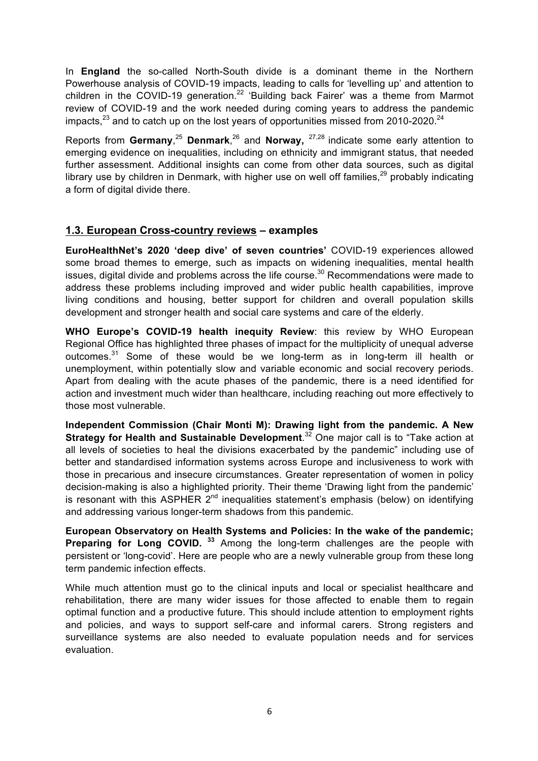In **England** the so-called North-South divide is a dominant theme in the Northern Powerhouse analysis of COVID-19 impacts, leading to calls for 'levelling up' and attention to children in the COVID-19 generation.[22] 'Building back Fairer' was a theme from Marmot review of COVID-19 and the work needed during coming years to address the pandemic impacts,[23] and to catch up on the lost years of opportunities missed from 2010-2020.[24]

Reports from **Germany**,[25] **Denmark**,[26] and **Norway,** [27,28] indicate some early attention to emerging evidence on inequalities, including on ethnicity and immigrant status, that needed further assessment. Additional insights can come from other data sources, such as digital library use by children in Denmark, with higher use on well off families,[29] probably indicating a form of digital divide there.

## 1.3. European Cross-country reviews – examples

**EuroHealthNet's 2020 'deep dive' of seven countries'** COVID-19 experiences allowed some broad themes to emerge, such as impacts on widening inequalities, mental health issues, digital divide and problems across the life course.[30] Recommendations were made to address these problems including improved and wider public health capabilities, improve living conditions and housing, better support for children and overall population skills development and stronger health and social care systems and care of the elderly.

**WHO Europe's COVID-19 health inequity Review**: this review by WHO European Regional Office has highlighted three phases of impact for the multiplicity of unequal adverse outcomes.[31] Some of these would be we long-term as in long-term ill health or unemployment, within potentially slow and variable economic and social recovery periods. Apart from dealing with the acute phases of the pandemic, there is a need identified for action and investment much wider than healthcare, including reaching out more effectively to those most vulnerable.

**Independent Commission (Chair Monti M): Drawing light from the pandemic. A New Strategy for Health and Sustainable Development**.[32] One major call is to "Take action at all levels of societies to heal the divisions exacerbated by the pandemic" including use of better and standardised information systems across Europe and inclusiveness to work with those in precarious and insecure circumstances. Greater representation of women in policy decision-making is also a highlighted priority. Their theme 'Drawing light from the pandemic' is resonant with this ASPHER 2nd inequalities statement's emphasis (below) on identifying and addressing various longer-term shadows from this pandemic.

**European Observatory on Health Systems and Policies: In the wake of the pandemic; Preparing for Long COVID.** [33] Among the long-term challenges are the people with persistent or 'long-covid'. Here are people who are a newly vulnerable group from these long term pandemic infection effects.

While much attention must go to the clinical inputs and local or specialist healthcare and rehabilitation, there are many wider issues for those affected to enable them to regain optimal function and a productive future. This should include attention to employment rights and policies, and ways to support self-care and informal carers. Strong registers and surveillance systems are also needed to evaluate population needs and for services evaluation.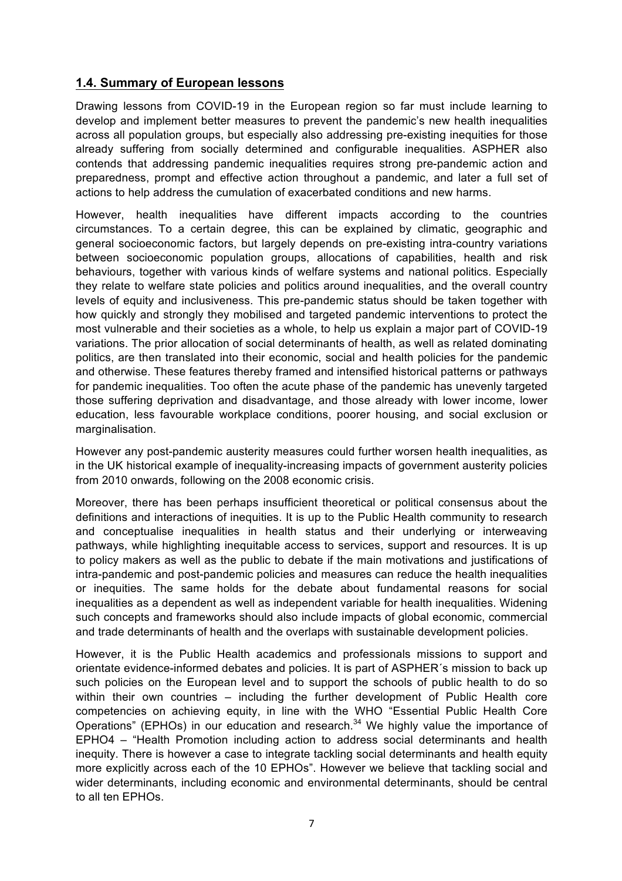## 1.4. Summary of European lessons

Drawing lessons from COVID-19 in the European region so far must include learning to develop and implement better measures to prevent the pandemic's new health inequalities across all population groups, but especially also addressing pre-existing inequities for those already suffering from socially determined and configurable inequalities. ASPHER also contends that addressing pandemic inequalities requires strong pre-pandemic action and preparedness, prompt and effective action throughout a pandemic, and later a full set of actions to help address the cumulation of exacerbated conditions and new harms.

However, health inequalities have different impacts according to the countries circumstances. To a certain degree, this can be explained by climatic, geographic and general socioeconomic factors, but largely depends on pre-existing intra-country variations between socioeconomic population groups, allocations of capabilities, health and risk behaviours, together with various kinds of welfare systems and national politics. Especially they relate to welfare state policies and politics around inequalities, and the overall country levels of equity and inclusiveness. This pre-pandemic status should be taken together with how quickly and strongly they mobilised and targeted pandemic interventions to protect the most vulnerable and their societies as a whole, to help us explain a major part of COVID-19 variations. The prior allocation of social determinants of health, as well as related dominating politics, are then translated into their economic, social and health policies for the pandemic and otherwise. These features thereby framed and intensified historical patterns or pathways for pandemic inequalities. Too often the acute phase of the pandemic has unevenly targeted those suffering deprivation and disadvantage, and those already with lower income, lower education, less favourable workplace conditions, poorer housing, and social exclusion or marginalisation.

However any post-pandemic austerity measures could further worsen health inequalities, as in the UK historical example of inequality-increasing impacts of government austerity policies from 2010 onwards, following on the 2008 economic crisis.

Moreover, there has been perhaps insufficient theoretical or political consensus about the definitions and interactions of inequities. It is up to the Public Health community to research and conceptualise inequalities in health status and their underlying or interweaving pathways, while highlighting inequitable access to services, support and resources. It is up to policy makers as well as the public to debate if the main motivations and justifications of intra-pandemic and post-pandemic policies and measures can reduce the health inequalities or inequities. The same holds for the debate about fundamental reasons for social inequalities as a dependent as well as independent variable for health inequalities. Widening such concepts and frameworks should also include impacts of global economic, commercial and trade determinants of health and the overlaps with sustainable development policies.

However, it is the Public Health academics and professionals missions to support and orientate evidence-informed debates and policies. It is part of ASPHER´s mission to back up such policies on the European level and to support the schools of public health to do so within their own countries – including the further development of Public Health core competencies on achieving equity, in line with the WHO "Essential Public Health Core Operations" (EPHOs) in our education and research.[34] We highly value the importance of EPHO4 – "Health Promotion including action to address social determinants and health inequity. There is however a case to integrate tackling social determinants and health equity more explicitly across each of the 10 EPHOs". However we believe that tackling social and wider determinants, including economic and environmental determinants, should be central to all ten EPHOs.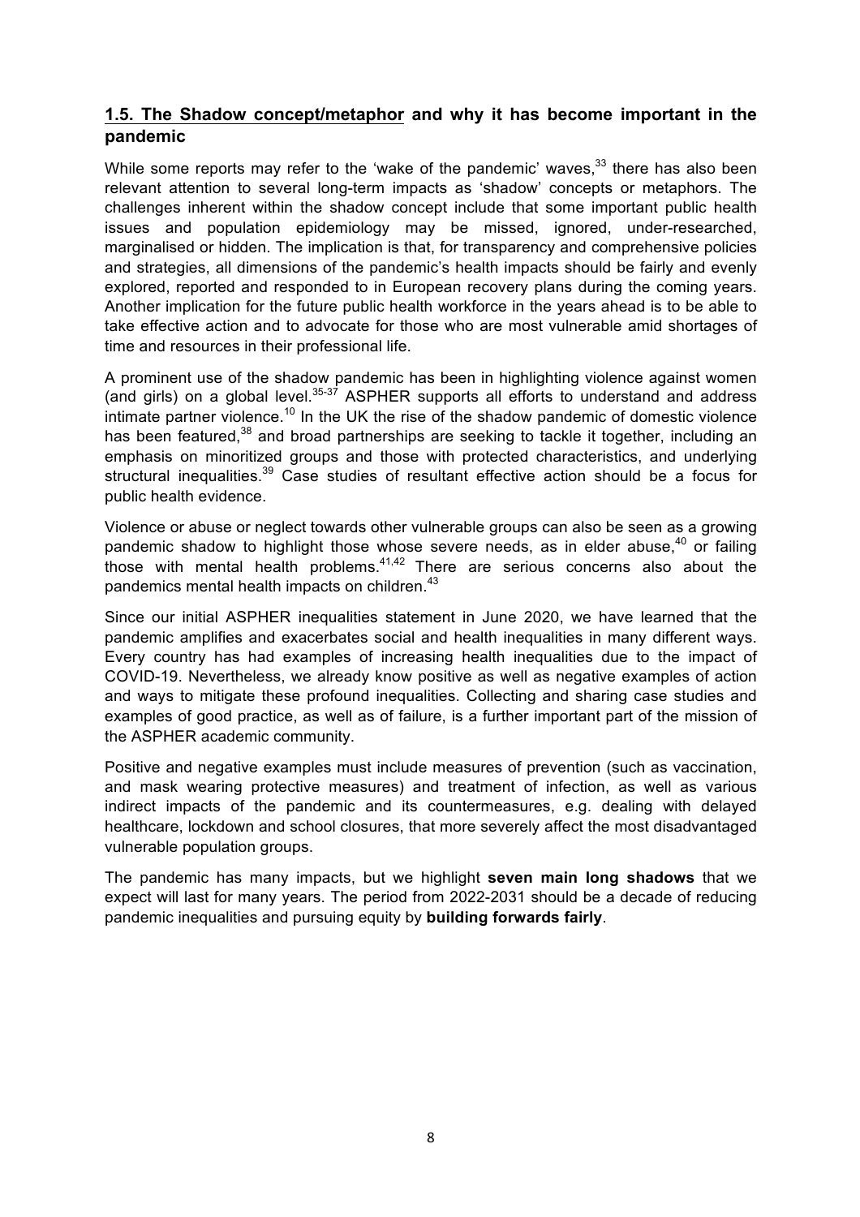## 1.5. The Shadow concept/metaphor and why it has become important in the pandemic

While some reports may refer to the 'wake of the pandemic' waves,[33] there has also been relevant attention to several long-term impacts as 'shadow' concepts or metaphors. The challenges inherent within the shadow concept include that some important public health issues and population epidemiology may be missed, ignored, under-researched, marginalised or hidden. The implication is that, for transparency and comprehensive policies and strategies, all dimensions of the pandemic's health impacts should be fairly and evenly explored, reported and responded to in European recovery plans during the coming years. Another implication for the future public health workforce in the years ahead is to be able to take effective action and to advocate for those who are most vulnerable amid shortages of time and resources in their professional life.

A prominent use of the shadow pandemic has been in highlighting violence against women (and girls) on a global level.[35-37] ASPHER supports all efforts to understand and address intimate partner violence.[10] In the UK the rise of the shadow pandemic of domestic violence has been featured,[38] and broad partnerships are seeking to tackle it together, including an emphasis on minoritized groups and those with protected characteristics, and underlying structural inequalities.[39] Case studies of resultant effective action should be a focus for public health evidence.

Violence or abuse or neglect towards other vulnerable groups can also be seen as a growing pandemic shadow to highlight those whose severe needs, as in elder abuse,[40] or failing those with mental health problems.[41,42] There are serious concerns also about the pandemics mental health impacts on children.[43]

Since our initial ASPHER inequalities statement in June 2020, we have learned that the pandemic amplifies and exacerbates social and health inequalities in many different ways. Every country has had examples of increasing health inequalities due to the impact of COVID-19. Nevertheless, we already know positive as well as negative examples of action and ways to mitigate these profound inequalities. Collecting and sharing case studies and examples of good practice, as well as of failure, is a further important part of the mission of the ASPHER academic community.

Positive and negative examples must include measures of prevention (such as vaccination, and mask wearing protective measures) and treatment of infection, as well as various indirect impacts of the pandemic and its countermeasures, e.g. dealing with delayed healthcare, lockdown and school closures, that more severely affect the most disadvantaged vulnerable population groups.

The pandemic has many impacts, but we highlight **seven main long shadows** that we expect will last for many years. The period from 2022-2031 should be a decade of reducing pandemic inequalities and pursuing equity by **building forwards fairly**.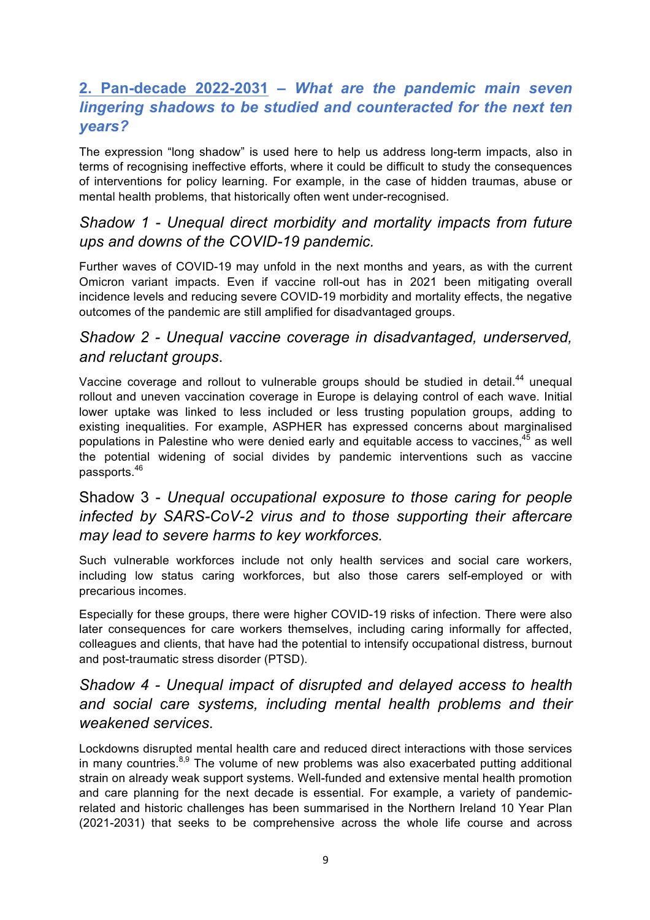## 2. Pan-decade 2022-2031 – *What are the pandemic main seven lingering shadows to be studied and counteracted for the next ten years?*

The expression "long shadow" is used here to help us address long-term impacts, also in terms of recognising ineffective efforts, where it could be difficult to study the consequences of interventions for policy learning. For example, in the case of hidden traumas, abuse or mental health problems, that historically often went under-recognised.

### *Shadow 1 - Unequal direct morbidity and mortality impacts from future ups and downs of the COVID-19 pandemic.*

Further waves of COVID-19 may unfold in the next months and years, as with the current Omicron variant impacts. Even if vaccine roll-out has in 2021 been mitigating overall incidence levels and reducing severe COVID-19 morbidity and mortality effects, the negative outcomes of the pandemic are still amplified for disadvantaged groups.

### *Shadow 2 - Unequal vaccine coverage in disadvantaged, underserved, and reluctant groups*.

Vaccine coverage and rollout to vulnerable groups should be studied in detail.[44] unequal rollout and uneven vaccination coverage in Europe is delaying control of each wave. Initial lower uptake was linked to less included or less trusting population groups, adding to existing inequalities. For example, ASPHER has expressed concerns about marginalised populations in Palestine who were denied early and equitable access to vaccines,[45] as well the potential widening of social divides by pandemic interventions such as vaccine passports.[46]

### Shadow 3 - *Unequal occupational exposure to those caring for people infected by SARS-CoV-2 virus and to those supporting their aftercare may lead to severe harms to key workforces.*

Such vulnerable workforces include not only health services and social care workers, including low status caring workforces, but also those carers self-employed or with precarious incomes.

Especially for these groups, there were higher COVID-19 risks of infection. There were also later consequences for care workers themselves, including caring informally for affected, colleagues and clients, that have had the potential to intensify occupational distress, burnout and post-traumatic stress disorder (PTSD).

### *Shadow 4 - Unequal impact of disrupted and delayed access to health and social care systems, including mental health problems and their weakened services.*

Lockdowns disrupted mental health care and reduced direct interactions with those services in many countries.[8,9] The volume of new problems was also exacerbated putting additional strain on already weak support systems. Well-funded and extensive mental health promotion and care planning for the next decade is essential. For example, a variety of pandemic-related and historic challenges has been summarised in the Northern Ireland 10 Year Plan (2021-2031) that seeks to be comprehensive across the whole life course and across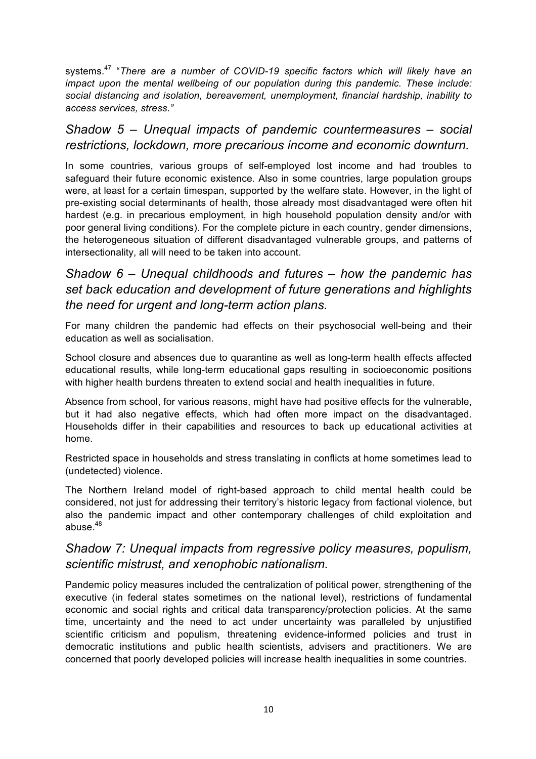systems.[47] "*There are a number of COVID-19 specific factors which will likely have an impact upon the mental wellbeing of our population during this pandemic. These include: social distancing and isolation, bereavement, unemployment, financial hardship, inability to access services, stress.*"

## *Shadow 5 – Unequal impacts of pandemic countermeasures – social restrictions, lockdown, more precarious income and economic downturn.*

In some countries, various groups of self-employed lost income and had troubles to safeguard their future economic existence. Also in some countries, large population groups were, at least for a certain timespan, supported by the welfare state. However, in the light of pre-existing social determinants of health, those already most disadvantaged were often hit hardest (e.g. in precarious employment, in high household population density and/or with poor general living conditions). For the complete picture in each country, gender dimensions, the heterogeneous situation of different disadvantaged vulnerable groups, and patterns of intersectionality, all will need to be taken into account.

## *Shadow 6 – Unequal childhoods and futures – how the pandemic has set back education and development of future generations and highlights the need for urgent and long-term action plans.*

For many children the pandemic had effects on their psychosocial well-being and their education as well as socialisation.

School closure and absences due to quarantine as well as long-term health effects affected educational results, while long-term educational gaps resulting in socioeconomic positions with higher health burdens threaten to extend social and health inequalities in future.

Absence from school, for various reasons, might have had positive effects for the vulnerable, but it had also negative effects, which had often more impact on the disadvantaged. Households differ in their capabilities and resources to back up educational activities at home.

Restricted space in households and stress translating in conflicts at home sometimes lead to (undetected) violence.

The Northern Ireland model of right-based approach to child mental health could be considered, not just for addressing their territory's historic legacy from factional violence, but also the pandemic impact and other contemporary challenges of child exploitation and abuse.[48]

## *Shadow 7: Unequal impacts from regressive policy measures, populism, scientific mistrust, and xenophobic nationalism.*

Pandemic policy measures included the centralization of political power, strengthening of the executive (in federal states sometimes on the national level), restrictions of fundamental economic and social rights and critical data transparency/protection policies. At the same time, uncertainty and the need to act under uncertainty was paralleled by unjustified scientific criticism and populism, threatening evidence-informed policies and trust in democratic institutions and public health scientists, advisers and practitioners. We are concerned that poorly developed policies will increase health inequalities in some countries.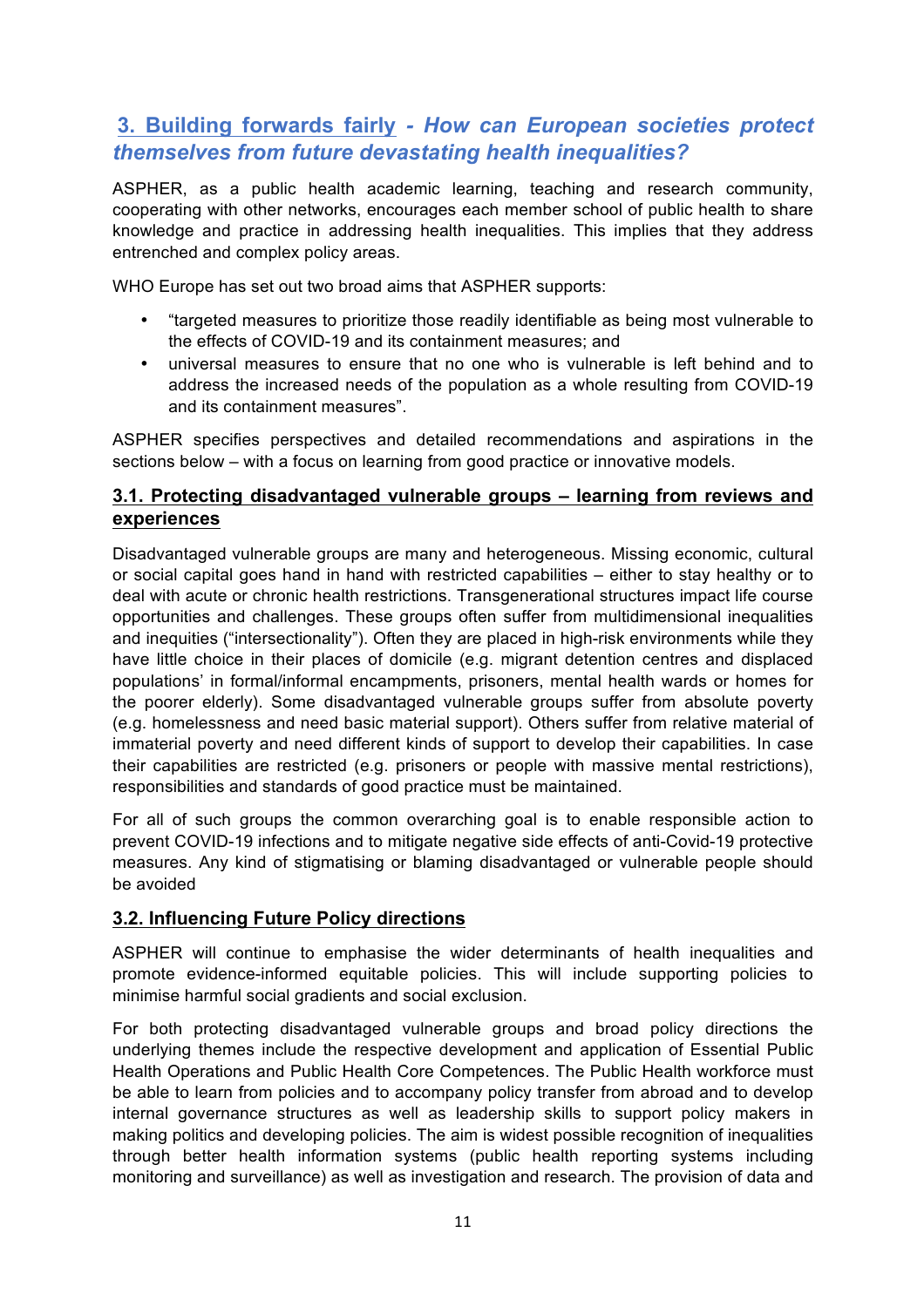## 3. Building forwards fairly - *How can European societies protect themselves from future devastating health inequalities?*

ASPHER, as a public health academic learning, teaching and research community, cooperating with other networks, encourages each member school of public health to share knowledge and practice in addressing health inequalities. This implies that they address entrenched and complex policy areas.

WHO Europe has set out two broad aims that ASPHER supports:

- "targeted measures to prioritize those readily identifiable as being most vulnerable to the effects of COVID-19 and its containment measures; and
- universal measures to ensure that no one who is vulnerable is left behind and to address the increased needs of the population as a whole resulting from COVID-19 and its containment measures".

ASPHER specifies perspectives and detailed recommendations and aspirations in the sections below – with a focus on learning from good practice or innovative models.

### 3.1. Protecting disadvantaged vulnerable groups – learning from reviews and experiences

Disadvantaged vulnerable groups are many and heterogeneous. Missing economic, cultural or social capital goes hand in hand with restricted capabilities – either to stay healthy or to deal with acute or chronic health restrictions. Transgenerational structures impact life course opportunities and challenges. These groups often suffer from multidimensional inequalities and inequities ("intersectionality"). Often they are placed in high-risk environments while they have little choice in their places of domicile (e.g. migrant detention centres and displaced populations' in formal/informal encampments, prisoners, mental health wards or homes for the poorer elderly). Some disadvantaged vulnerable groups suffer from absolute poverty (e.g. homelessness and need basic material support). Others suffer from relative material of immaterial poverty and need different kinds of support to develop their capabilities. In case their capabilities are restricted (e.g. prisoners or people with massive mental restrictions), responsibilities and standards of good practice must be maintained.

For all of such groups the common overarching goal is to enable responsible action to prevent COVID-19 infections and to mitigate negative side effects of anti-Covid-19 protective measures. Any kind of stigmatising or blaming disadvantaged or vulnerable people should be avoided

### 3.2. Influencing Future Policy directions

ASPHER will continue to emphasise the wider determinants of health inequalities and promote evidence-informed equitable policies. This will include supporting policies to minimise harmful social gradients and social exclusion.

For both protecting disadvantaged vulnerable groups and broad policy directions the underlying themes include the respective development and application of Essential Public Health Operations and Public Health Core Competences. The Public Health workforce must be able to learn from policies and to accompany policy transfer from abroad and to develop internal governance structures as well as leadership skills to support policy makers in making politics and developing policies. The aim is widest possible recognition of inequalities through better health information systems (public health reporting systems including monitoring and surveillance) as well as investigation and research. The provision of data and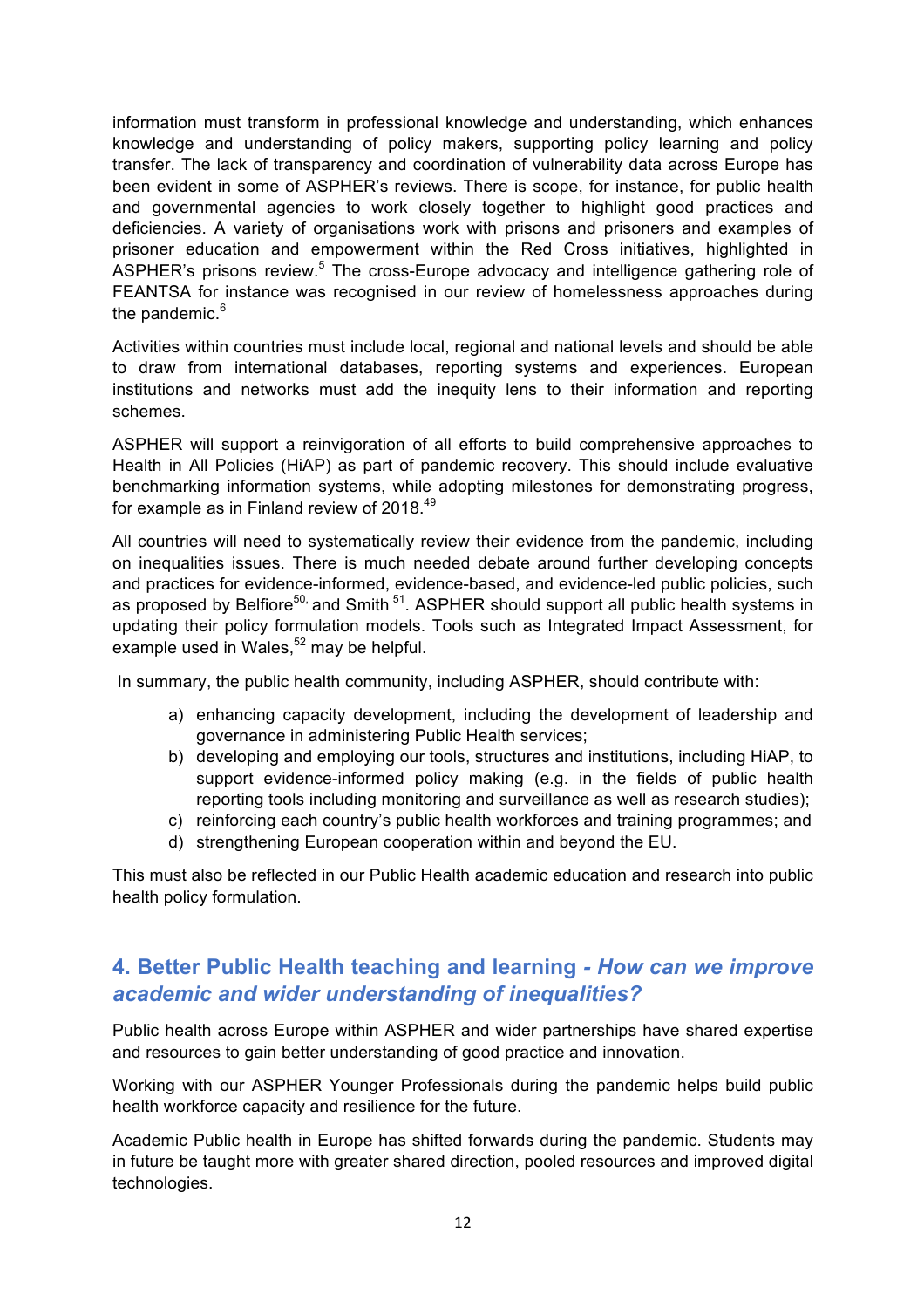information must transform in professional knowledge and understanding, which enhances knowledge and understanding of policy makers, supporting policy learning and policy transfer. The lack of transparency and coordination of vulnerability data across Europe has been evident in some of ASPHER's reviews. There is scope, for instance, for public health and governmental agencies to work closely together to highlight good practices and deficiencies. A variety of organisations work with prisons and prisoners and examples of prisoner education and empowerment within the Red Cross initiatives, highlighted in ASPHER's prisons review.[5] The cross-Europe advocacy and intelligence gathering role of FEANTSA for instance was recognised in our review of homelessness approaches during the pandemic.[6]

Activities within countries must include local, regional and national levels and should be able to draw from international databases, reporting systems and experiences. European institutions and networks must add the inequity lens to their information and reporting schemes.

ASPHER will support a reinvigoration of all efforts to build comprehensive approaches to Health in All Policies (HiAP) as part of pandemic recovery. This should include evaluative benchmarking information systems, while adopting milestones for demonstrating progress, for example as in Finland review of 2018.[49]

All countries will need to systematically review their evidence from the pandemic, including on inequalities issues. There is much needed debate around further developing concepts and practices for evidence-informed, evidence-based, and evidence-led public policies, such as proposed by Belfiore[50,] and Smith [51]. ASPHER should support all public health systems in updating their policy formulation models. Tools such as Integrated Impact Assessment, for example used in Wales,[52] may be helpful.

In summary, the public health community, including ASPHER, should contribute with:

a) enhancing capacity development, including the development of leadership and governance in administering Public Health services;
b) developing and employing our tools, structures and institutions, including HiAP, to support evidence-informed policy making (e.g. in the fields of public health reporting tools including monitoring and surveillance as well as research studies);
c) reinforcing each country's public health workforces and training programmes; and
d) strengthening European cooperation within and beyond the EU.

This must also be reflected in our Public Health academic education and research into public health policy formulation.

## 4. Better Public Health teaching and learning - *How can we improve academic and wider understanding of inequalities?*

Public health across Europe within ASPHER and wider partnerships have shared expertise and resources to gain better understanding of good practice and innovation.

Working with our ASPHER Younger Professionals during the pandemic helps build public health workforce capacity and resilience for the future.

Academic Public health in Europe has shifted forwards during the pandemic. Students may in future be taught more with greater shared direction, pooled resources and improved digital technologies.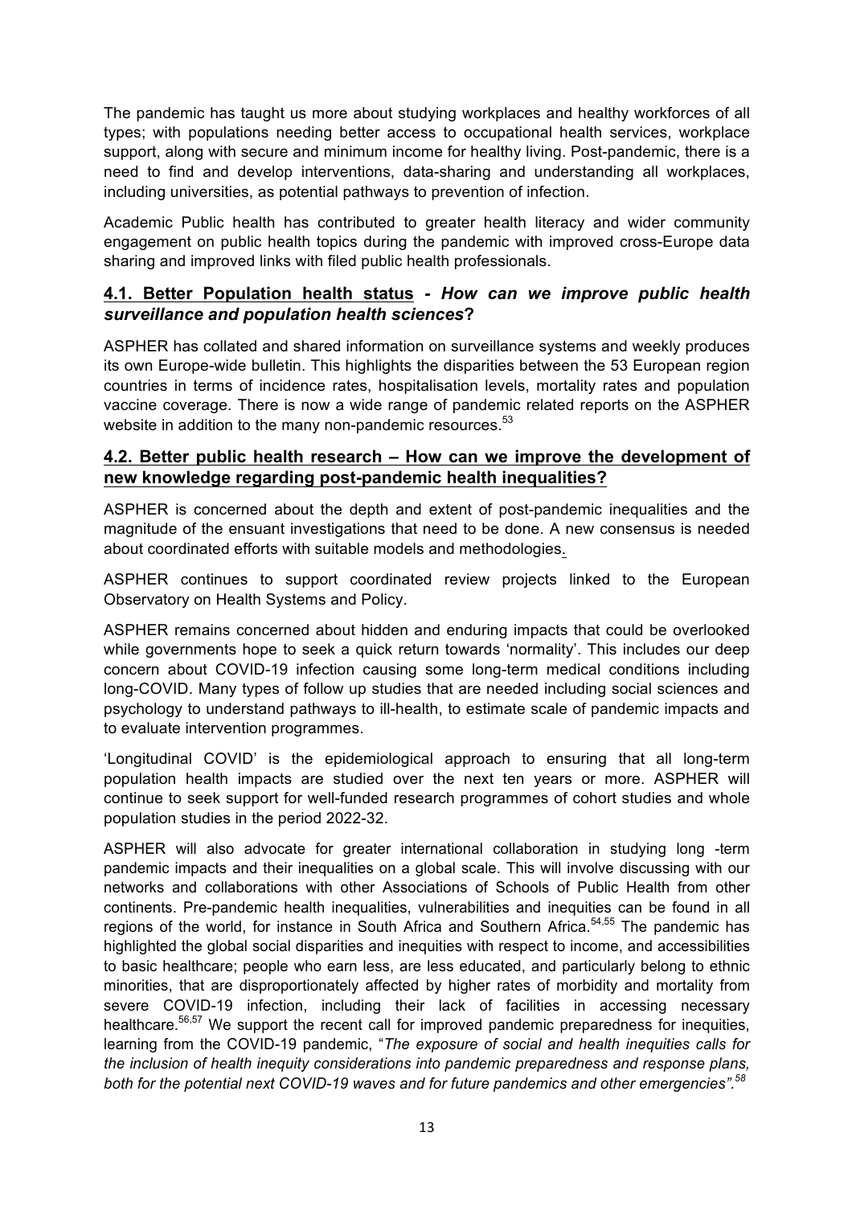The pandemic has taught us more about studying workplaces and healthy workforces of all types; with populations needing better access to occupational health services, workplace support, along with secure and minimum income for healthy living. Post-pandemic, there is a need to find and develop interventions, data-sharing and understanding all workplaces, including universities, as potential pathways to prevention of infection.

Academic Public health has contributed to greater health literacy and wider community engagement on public health topics during the pandemic with improved cross-Europe data sharing and improved links with filed public health professionals.

### 4.1. Better Population health status - *How can we improve public health surveillance and population health sciences***?**

ASPHER has collated and shared information on surveillance systems and weekly produces its own Europe-wide bulletin. This highlights the disparities between the 53 European region countries in terms of incidence rates, hospitalisation levels, mortality rates and population vaccine coverage. There is now a wide range of pandemic related reports on the ASPHER website in addition to the many non-pandemic resources.[53]

### 4.2. Better public health research – How can we improve the development of new knowledge regarding post-pandemic health inequalities?

ASPHER is concerned about the depth and extent of post-pandemic inequalities and the magnitude of the ensuant investigations that need to be done. A new consensus is needed about coordinated efforts with suitable models and methodologies.

ASPHER continues to support coordinated review projects linked to the European Observatory on Health Systems and Policy.

ASPHER remains concerned about hidden and enduring impacts that could be overlooked while governments hope to seek a quick return towards 'normality'. This includes our deep concern about COVID-19 infection causing some long-term medical conditions including long-COVID. Many types of follow up studies that are needed including social sciences and psychology to understand pathways to ill-health, to estimate scale of pandemic impacts and to evaluate intervention programmes.

'Longitudinal COVID' is the epidemiological approach to ensuring that all long-term population health impacts are studied over the next ten years or more. ASPHER will continue to seek support for well-funded research programmes of cohort studies and whole population studies in the period 2022-32.

ASPHER will also advocate for greater international collaboration in studying long -term pandemic impacts and their inequalities on a global scale. This will involve discussing with our networks and collaborations with other Associations of Schools of Public Health from other continents. Pre-pandemic health inequalities, vulnerabilities and inequities can be found in all regions of the world, for instance in South Africa and Southern Africa.[54,55] The pandemic has highlighted the global social disparities and inequities with respect to income, and accessibilities to basic healthcare; people who earn less, are less educated, and particularly belong to ethnic minorities, that are disproportionately affected by higher rates of morbidity and mortality from severe COVID-19 infection, including their lack of facilities in accessing necessary healthcare.[56,57] We support the recent call for improved pandemic preparedness for inequities, learning from the COVID-19 pandemic, "*The exposure of social and health inequities calls for the inclusion of health inequity considerations into pandemic preparedness and response plans, both for the potential next COVID-19 waves and for future pandemics and other emergencies".*[58]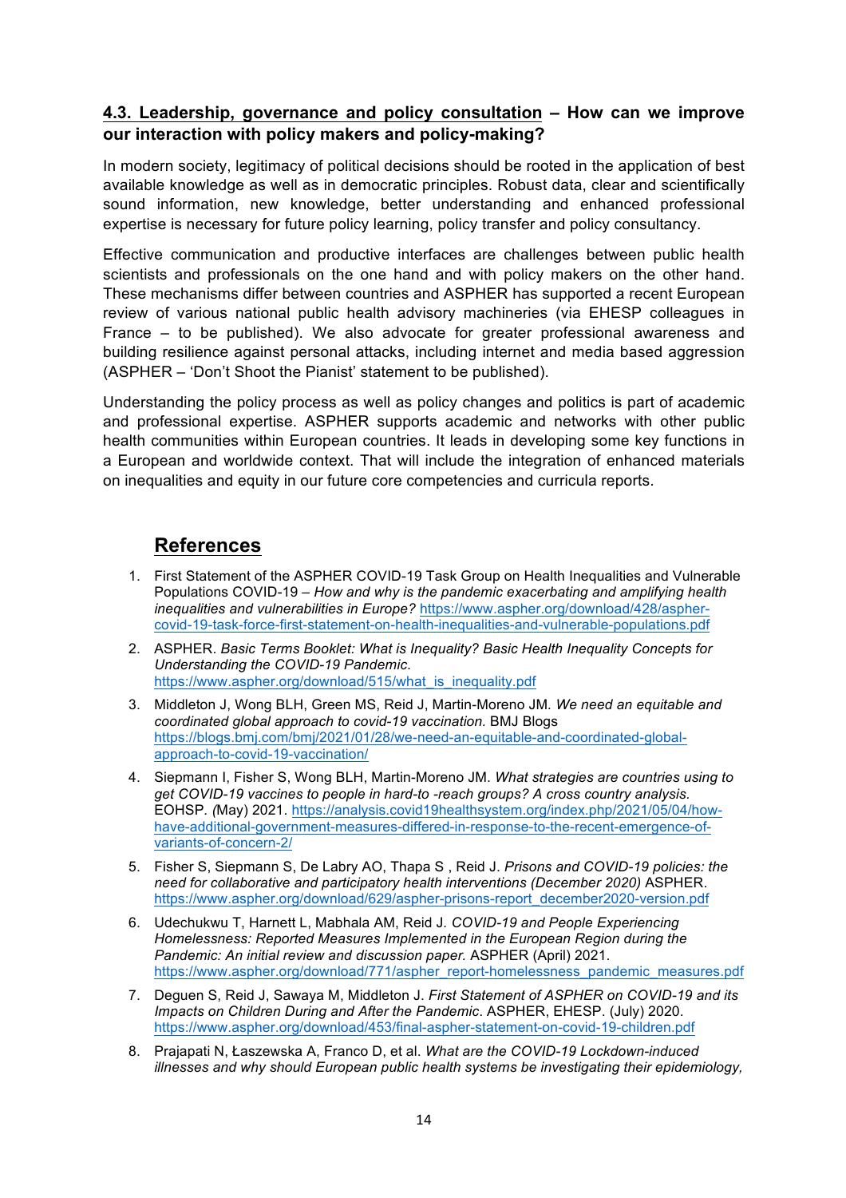### <u>4.3. Leadership, governance and policy consultation</u> – How can we improve our interaction with policy makers and policy-making?

In modern society, legitimacy of political decisions should be rooted in the application of best available knowledge as well as in democratic principles. Robust data, clear and scientifically sound information, new knowledge, better understanding and enhanced professional expertise is necessary for future policy learning, policy transfer and policy consultancy.

Effective communication and productive interfaces are challenges between public health scientists and professionals on the one hand and with policy makers on the other hand. These mechanisms differ between countries and ASPHER has supported a recent European review of various national public health advisory machineries (via EHESP colleagues in France – to be published). We also advocate for greater professional awareness and building resilience against personal attacks, including internet and media based aggression (ASPHER – 'Don't Shoot the Pianist' statement to be published).

Understanding the policy process as well as policy changes and politics is part of academic and professional expertise. ASPHER supports academic and networks with other public health communities within European countries. It leads in developing some key functions in a European and worldwide context. That will include the integration of enhanced materials on inequalities and equity in our future core competencies and curricula reports.

## References

1. First Statement of the ASPHER COVID-19 Task Group on Health Inequalities and Vulnerable Populations COVID-19 – *How and why is the pandemic exacerbating and amplifying health inequalities and vulnerabilities in Europe?* https://www.aspher.org/download/428/aspher-covid-19-task-force-first-statement-on-health-inequalities-and-vulnerable-populations.pdf
2. ASPHER. *Basic Terms Booklet: What is Inequality? Basic Health Inequality Concepts for Understanding the COVID-19 Pandemic*. https://www.aspher.org/download/515/what_is_inequality.pdf
3. Middleton J, Wong BLH, Green MS, Reid J, Martin-Moreno JM*. We need an equitable and coordinated global approach to covid-19 vaccination.* BMJ Blogs https://blogs.bmj.com/bmj/2021/01/28/we-need-an-equitable-and-coordinated-global-approach-to-covid-19-vaccination/
4. Siepmann I, Fisher S, Wong BLH, Martin-Moreno JM. *What strategies are countries using to get COVID-19 vaccines to people in hard-to -reach groups? A cross country analysis.* EOHSP*. (*May) 2021. https://analysis.covid19healthsystem.org/index.php/2021/05/04/how-have-additional-government-measures-differed-in-response-to-the-recent-emergence-of-variants-of-concern-2/
5. Fisher S, Siepmann S, De Labry AO, Thapa S , Reid J. *Prisons and COVID-19 policies: the need for collaborative and participatory health interventions (December 2020)* ASPHER. https://www.aspher.org/download/629/aspher-prisons-report_december2020-version.pdf
6. Udechukwu T, Harnett L, Mabhala AM, Reid J*. COVID-19 and People Experiencing Homelessness: Reported Measures Implemented in the European Region during the Pandemic: An initial review and discussion paper.* ASPHER (April) 2021. https://www.aspher.org/download/771/aspher_report-homelessness_pandemic_measures.pdf
7. Deguen S, Reid J, Sawaya M, Middleton J. *First Statement of ASPHER on COVID-19 and its Impacts on Children During and After the Pandemic*. ASPHER, EHESP. (July) 2020. https://www.aspher.org/download/453/final-aspher-statement-on-covid-19-children.pdf
8. Prajapati N, Łaszewska A, Franco D, et al. *What are the COVID-19 Lockdown-induced illnesses and why should European public health systems be investigating their epidemiology,*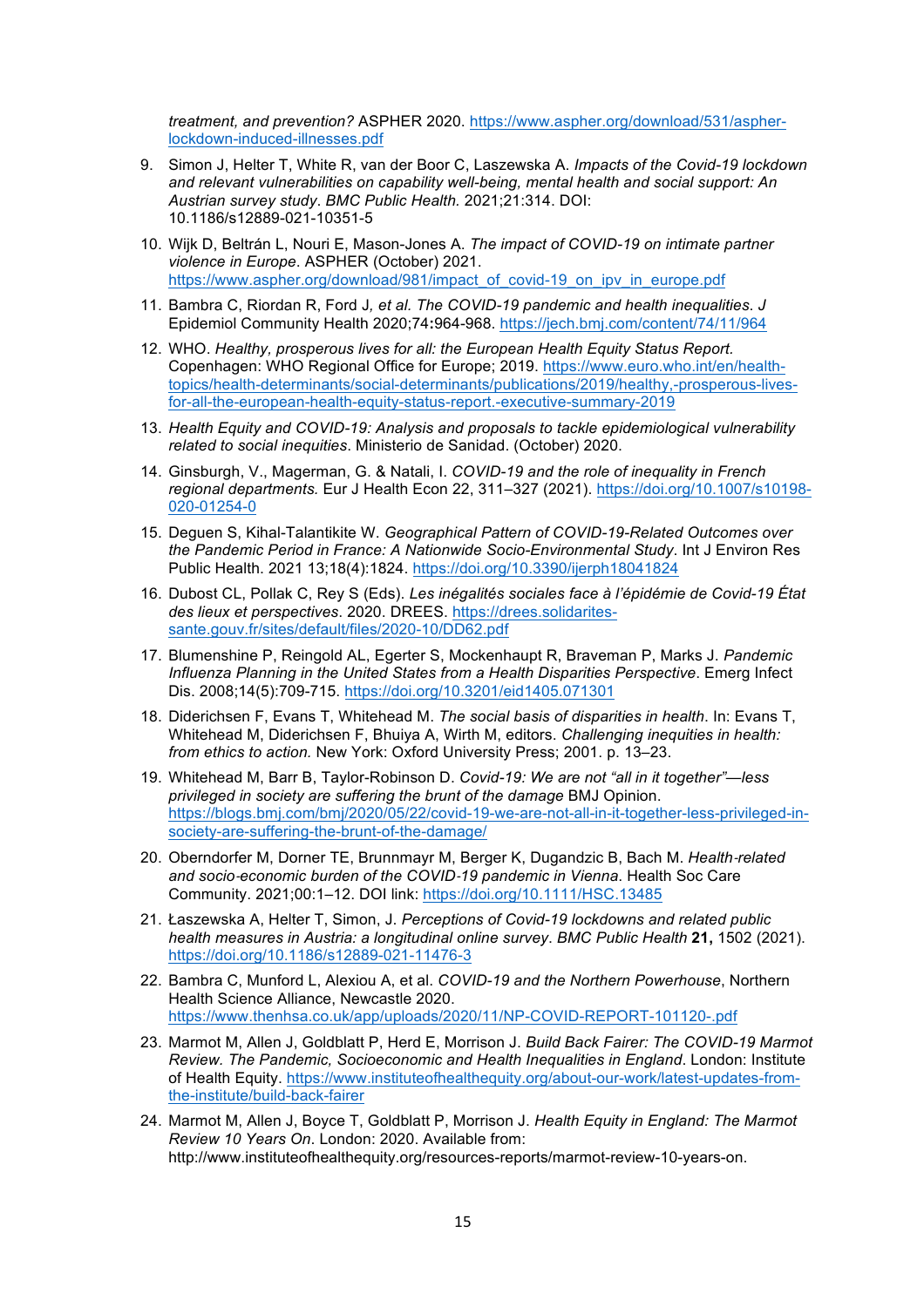*treatment, and prevention?* ASPHER 2020. https://www.aspher.org/download/531/aspher-lockdown-induced-illnesses.pdf

9. Simon J, Helter T, White R, van der Boor C, Laszewska A. *Impacts of the Covid-19 lockdown and relevant vulnerabilities on capability well-being, mental health and social support: An Austrian survey study. BMC Public Health.* 2021;21:314. DOI: 10.1186/s12889-021-10351-5
10. Wijk D, Beltrán L, Nouri E, Mason-Jones A. *The impact of COVID-19 on intimate partner violence in Europe*. ASPHER (October) 2021. https://www.aspher.org/download/981/impact_of_covid-19_on_ipv_in_europe.pdf
11. Bambra C, Riordan R, Ford J*, et al. The COVID-19 pandemic and health inequalities. J* Epidemiol Community Health 2020;74**:**964-968. https://jech.bmj.com/content/74/11/964
12. WHO. *Healthy, prosperous lives for all: the European Health Equity Status Report.* Copenhagen: WHO Regional Office for Europe; 2019. https://www.euro.who.int/en/health-topics/health-determinants/social-determinants/publications/2019/healthy,-prosperous-lives-for-all-the-european-health-equity-status-report.-executive-summary-2019
13. *Health Equity and COVID-19: Analysis and proposals to tackle epidemiological vulnerability related to social inequities*. Ministerio de Sanidad. (October) 2020.
14. Ginsburgh, V., Magerman, G. & Natali, I. *COVID-19 and the role of inequality in French regional departments.* Eur J Health Econ 22, 311–327 (2021). https://doi.org/10.1007/s10198-020-01254-0
15. Deguen S, Kihal-Talantikite W. *Geographical Pattern of COVID-19-Related Outcomes over the Pandemic Period in France: A Nationwide Socio-Environmental Study*. Int J Environ Res Public Health. 2021 13;18(4):1824. https://doi.org/10.3390/ijerph18041824
16. Dubost CL, Pollak C, Rey S (Eds). *Les inégalités sociales face à l'épidémie de Covid-19 État des lieux et perspectives*. 2020. DREES. https://drees.solidarites-sante.gouv.fr/sites/default/files/2020-10/DD62.pdf
17. Blumenshine P, Reingold AL, Egerter S, Mockenhaupt R, Braveman P, Marks J. *Pandemic Influenza Planning in the United States from a Health Disparities Perspective*. Emerg Infect Dis. 2008;14(5):709-715. https://doi.org/10.3201/eid1405.071301
18. Diderichsen F, Evans T, Whitehead M. *The social basis of disparities in health*. In: Evans T, Whitehead M, Diderichsen F, Bhuiya A, Wirth M, editors. *Challenging inequities in health: from ethics to action.* New York: Oxford University Press; 2001. p. 13–23.
19. Whitehead M, Barr B, Taylor-Robinson D. *Covid-19: We are not "all in it together"—less privileged in society are suffering the brunt of the damage* BMJ Opinion. https://blogs.bmj.com/bmj/2020/05/22/covid-19-we-are-not-all-in-it-together-less-privileged-in-society-are-suffering-the-brunt-of-the-damage/
20. Oberndorfer M, Dorner TE, Brunnmayr M, Berger K, Dugandzic B, Bach M. *Health-related and socio-economic burden of the COVID-19 pandemic in Vienna*. Health Soc Care Community. 2021;00:1–12. DOI link: https://doi.org/10.1111/HSC.13485
21. Łaszewska A, Helter T, Simon, J. *Perceptions of Covid-19 lockdowns and related public health measures in Austria: a longitudinal online survey*. *BMC Public Health* **21,** 1502 (2021). https://doi.org/10.1186/s12889-021-11476-3
22. Bambra C, Munford L, Alexiou A, et al. *COVID-19 and the Northern Powerhouse*, Northern Health Science Alliance, Newcastle 2020. https://www.thenhsa.co.uk/app/uploads/2020/11/NP-COVID-REPORT-101120-.pdf
23. Marmot M, Allen J, Goldblatt P, Herd E, Morrison J. *Build Back Fairer: The COVID-19 Marmot Review. The Pandemic, Socioeconomic and Health Inequalities in England*. London: Institute of Health Equity. https://www.instituteofhealthequity.org/about-our-work/latest-updates-from-the-institute/build-back-fairer
24. Marmot M, Allen J, Boyce T, Goldblatt P, Morrison J. *Health Equity in England: The Marmot Review 10 Years On*. London: 2020. Available from: http://www.instituteofhealthequity.org/resources-reports/marmot-review-10-years-on.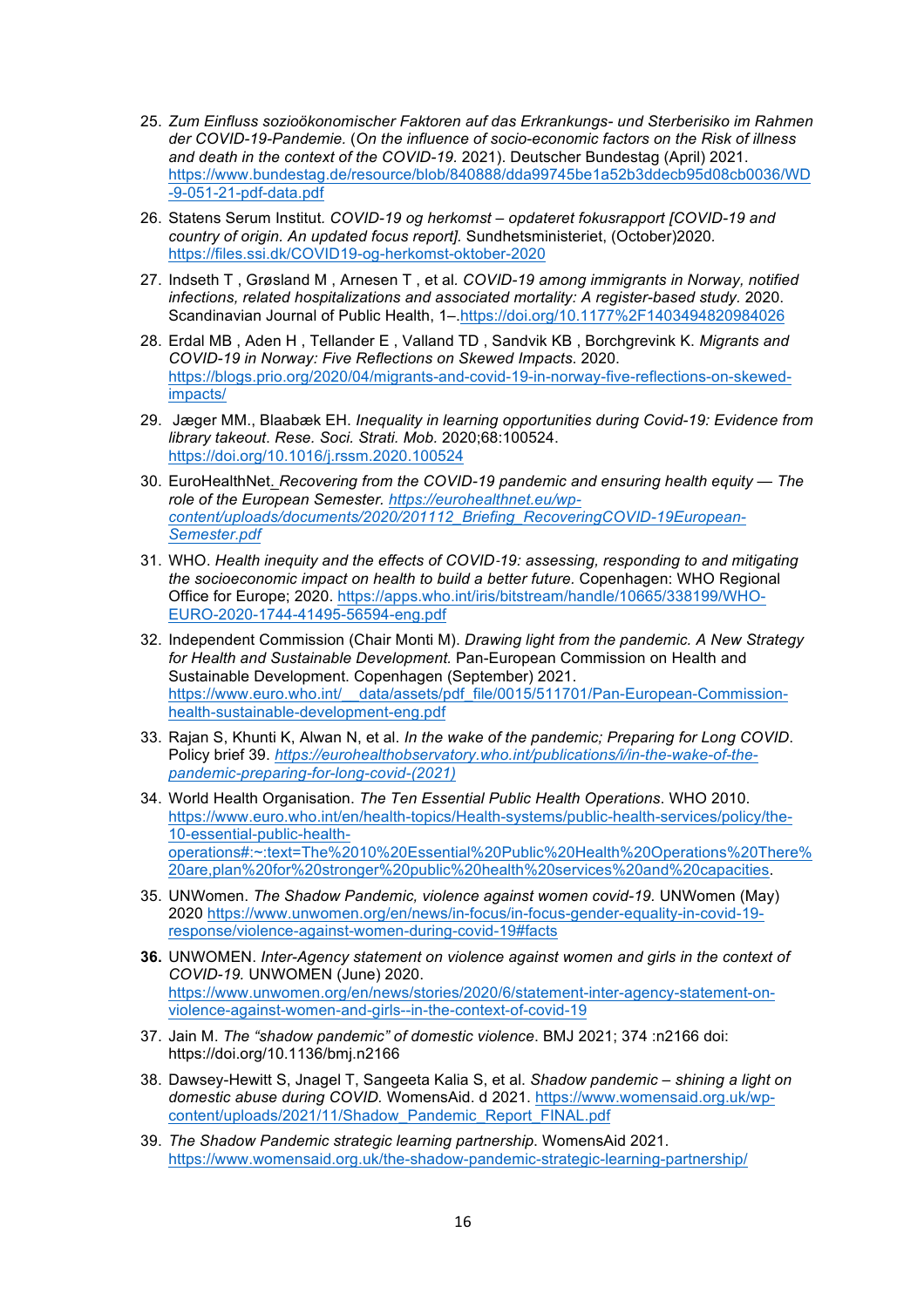25. *Zum Einfluss sozioökonomischer Faktoren auf das Erkrankungs- und Sterberisiko im Rahmen der COVID-19-Pandemie.* (*On the influence of socio-economic factors on the Risk of illness and death in the context of the COVID-19.* 2021). Deutscher Bundestag (April) 2021. https://www.bundestag.de/resource/blob/840888/dda99745be1a52b3ddecb95d08cb0036/WD-9-051-21-pdf-data.pdf

26. Statens Serum Institut. *COVID-19 og herkomst – opdateret fokusrapport [COVID-19 and country of origin. An updated focus report].* Sundhetsministeriet, (October)2020. https://files.ssi.dk/COVID19-og-herkomst-oktober-2020

27. Indseth T , Grøsland M , Arnesen T , et al. *COVID-19 among immigrants in Norway, notified infections, related hospitalizations and associated mortality: A register-based study.* 2020. Scandinavian Journal of Public Health, 1–.https://doi.org/10.1177%2F1403494820984026

28. Erdal MB , Aden H , Tellander E , Valland TD , Sandvik KB , Borchgrevink K. *Migrants and COVID-19 in Norway: Five Reflections on Skewed Impacts*. 2020. https://blogs.prio.org/2020/04/migrants-and-covid-19-in-norway-five-reflections-on-skewed-impacts/

29. Jæger MM., Blaabæk EH. *Inequality in learning opportunities during Covid-19: Evidence from library takeout. Rese. Soci. Strati. Mob.* 2020;68:100524. https://doi.org/10.1016/j.rssm.2020.100524

30. EuroHealthNet. *Recovering from the COVID-19 pandemic and ensuring health equity — The role of the European Semester. https://eurohealthnet.eu/wp-content/uploads/documents/2020/201112_Briefing_RecoveringCOVID-19European-Semester.pdf*

31. WHO. *Health inequity and the effects of COVID-19: assessing, responding to and mitigating the socioeconomic impact on health to build a better future.* Copenhagen: WHO Regional Office for Europe; 2020. https://apps.who.int/iris/bitstream/handle/10665/338199/WHO-EURO-2020-1744-41495-56594-eng.pdf

32. Independent Commission (Chair Monti M). *Drawing light from the pandemic. A New Strategy for Health and Sustainable Development.* Pan-European Commission on Health and Sustainable Development. Copenhagen (September) 2021. https://www.euro.who.int/__data/assets/pdf_file/0015/511701/Pan-European-Commission-health-sustainable-development-eng.pdf

33. Rajan S, Khunti K, Alwan N, et al. *In the wake of the pandemic; Preparing for Long COVID*. Policy brief 39. *https://eurohealthobservatory.who.int/publications/i/in-the-wake-of-the-pandemic-preparing-for-long-covid-(2021)*

34. World Health Organisation. *The Ten Essential Public Health Operations*. WHO 2010. https://www.euro.who.int/en/health-topics/Health-systems/public-health-services/policy/the-10-essential-public-health-operations#:~:text=The%2010%20Essential%20Public%20Health%20Operations%20There%20are,plan%20for%20stronger%20public%20health%20services%20and%20capacities.

35. UNWomen. *The Shadow Pandemic, violence against women covid-19.* UNWomen (May) 2020 https://www.unwomen.org/en/news/in-focus/in-focus-gender-equality-in-covid-19-response/violence-against-women-during-covid-19#facts

36. UNWOMEN. *Inter-Agency statement on violence against women and girls in the context of COVID-19.* UNWOMEN (June) 2020. https://www.unwomen.org/en/news/stories/2020/6/statement-inter-agency-statement-on-violence-against-women-and-girls--in-the-context-of-covid-19

37. Jain M. *The "shadow pandemic" of domestic violence*. BMJ 2021; 374 :n2166 doi: https://doi.org/10.1136/bmj.n2166

38. Dawsey-Hewitt S, Jnagel T, Sangeeta Kalia S, et al. *Shadow pandemic – shining a light on domestic abuse during COVID.* WomensAid. d 2021. https://www.womensaid.org.uk/wp-content/uploads/2021/11/Shadow_Pandemic_Report_FINAL.pdf

39. *The Shadow Pandemic strategic learning partnership.* WomensAid 2021. https://www.womensaid.org.uk/the-shadow-pandemic-strategic-learning-partnership/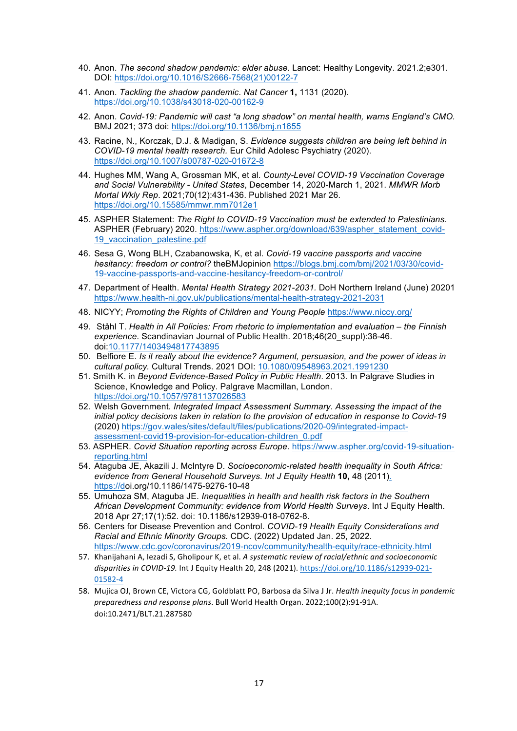40. Anon. *The second shadow pandemic: elder abuse*. Lancet: Healthy Longevity. 2021.2;e301. DOI: https://doi.org/10.1016/S2666-7568(21)00122-7

41. Anon. *Tackling the shadow pandemic*. *Nat Cancer* **1,** 1131 (2020). https://doi.org/10.1038/s43018-020-00162-9

42. Anon. *Covid-19: Pandemic will cast "a long shadow" on mental health, warns England's CMO.* BMJ 2021; 373 doi: https://doi.org/10.1136/bmj.n1655

43. Racine, N., Korczak, D.J. & Madigan, S. *Evidence suggests children are being left behind in COVID-19 mental health research.* Eur Child Adolesc Psychiatry (2020). https://doi.org/10.1007/s00787-020-01672-8

44. Hughes MM, Wang A, Grossman MK, et al. *County-Level COVID-19 Vaccination Coverage and Social Vulnerability - United States*, December 14, 2020-March 1, 2021. *MMWR Morb Mortal Wkly Rep*. 2021;70(12):431-436. Published 2021 Mar 26. https://doi.org/10.15585/mmwr.mm7012e1

45. ASPHER Statement: *The Right to COVID-19 Vaccination must be extended to Palestinians*. ASPHER (February) 2020. https://www.aspher.org/download/639/aspher_statement_covid-19_vaccination_palestine.pdf

46. Sesa G, Wong BLH, Czabanowska, K, et al. *Covid-19 vaccine passports and vaccine hesitancy: freedom or control?* theBMJopinion https://blogs.bmj.com/bmj/2021/03/30/covid-19-vaccine-passports-and-vaccine-hesitancy-freedom-or-control/

47. Department of Health. *Mental Health Strategy 2021-2031.* DoH Northern Ireland (June) 20201 https://www.health-ni.gov.uk/publications/mental-health-strategy-2021-2031

48. NICYY; *Promoting the Rights of Children and Young People* https://www.niccy.org/

49. Ståhl T. *Health in All Policies: From rhetoric to implementation and evaluation – the Finnish experience*. Scandinavian Journal of Public Health. 2018;46(20_suppl):38-46. doi:10.1177/1403494817743895

50. Belfiore E. *Is it really about the evidence? Argument, persuasion, and the power of ideas in cultural policy.* Cultural Trends. 2021 DOI: 10.1080/09548963.2021.1991230

51. Smith K. in *Beyond Evidence-Based Policy in Public Health*. 2013. In Palgrave Studies in Science, Knowledge and Policy. Palgrave Macmillan, London. https://doi.org/10.1057/9781137026583

52. Welsh Government. *Integrated Impact Assessment Summary*. *Assessing the impact of the initial policy decisions taken in relation to the provision of education in response to Covid-19* (2020) https://gov.wales/sites/default/files/publications/2020-09/integrated-impact-assessment-covid19-provision-for-education-children_0.pdf

53. ASPHER. *Covid Situation reporting across Europe*. https://www.aspher.org/covid-19-situation-reporting.html

54. Ataguba JE, Akazili J. McIntyre D. *Socioeconomic-related health inequality in South Africa: evidence from General Household Surveys. Int J Equity Health* **10,** 48 (2011). https://doi.org/10.1186/1475-9276-10-48

55. Umuhoza SM, Ataguba JE. *Inequalities in health and health risk factors in the Southern African Development Community: evidence from World Health Surveys*. Int J Equity Health. 2018 Apr 27;17(1):52. doi: 10.1186/s12939-018-0762-8.

56. Centers for Disease Prevention and Control. *COVID-19 Health Equity Considerations and Racial and Ethnic Minority Groups.* CDC. (2022) Updated Jan. 25, 2022. https://www.cdc.gov/coronavirus/2019-ncov/community/health-equity/race-ethnicity.html

57. Khanijahani A, Iezadi S, Gholipour K, et al. *A systematic review of racial/ethnic and socioeconomic disparities in COVID-19.* Int J Equity Health 20, 248 (2021). https://doi.org/10.1186/s12939-021-01582-4

58. Mujica OJ, Brown CE, Victora CG, Goldblatt PO, Barbosa da Silva J Jr. *Health inequity focus in pandemic preparedness and response plans*. Bull World Health Organ. 2022;100(2):91-91A. doi:10.2471/BLT.21.287580